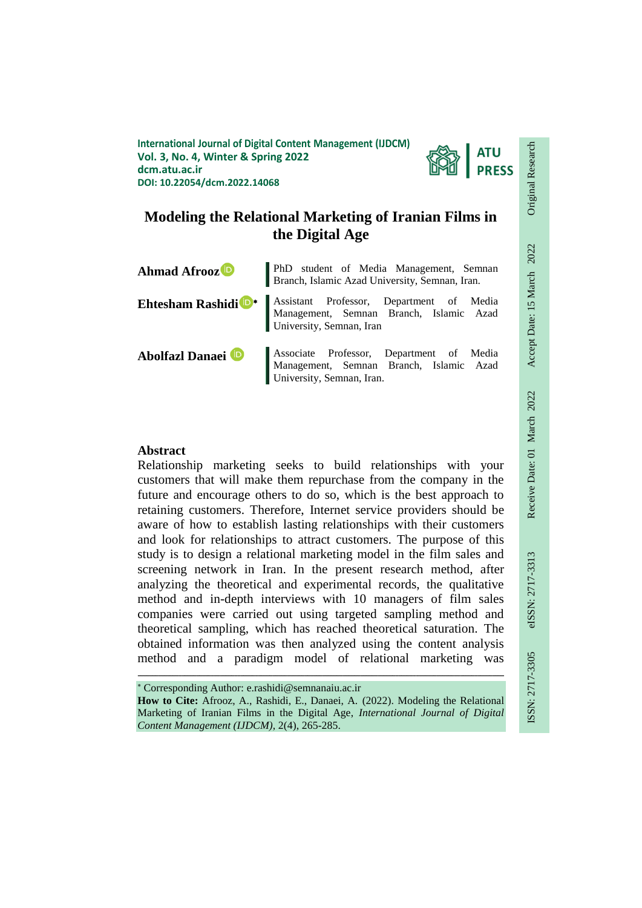International Journal of Digital Content Management (IJDCM)
Vol. 3, No. 4, Winter & Spring 2022
dcm.atu.ac.ir
DOI: 10.22054/dcm.2022.14068

ATU PRESS

Original Research | Accept Date: 15 March 2022 | Receive Date: 01 March 2022 | eISSN: 2717-3313 | ISSN: 2717-3305

# Modeling the Relational Marketing of Iranian Films in the Digital Age

**Ahmad Afrooz** — PhD student of Media Management, Semnan Branch, Islamic Azad University, Semnan, Iran.

**Ehtesham Rashidi** * — Assistant Professor, Department of Media Management, Semnan Branch, Islamic Azad University, Semnan, Iran

**Abolfazl Danaei** — Associate Professor, Department of Media Management, Semnan Branch, Islamic Azad University, Semnan, Iran.

## Abstract

Relationship marketing seeks to build relationships with your customers that will make them repurchase from the company in the future and encourage others to do so, which is the best approach to retaining customers. Therefore, Internet service providers should be aware of how to establish lasting relationships with their customers and look for relationships to attract customers. The purpose of this study is to design a relational marketing model in the film sales and screening network in Iran. In the present research method, after analyzing the theoretical and experimental records, the qualitative method and in-depth interviews with 10 managers of film sales companies were carried out using targeted sampling method and theoretical sampling, which has reached theoretical saturation. The obtained information was then analyzed using the content analysis method and a paradigm model of relational marketing was

---

* Corresponding Author: e.rashidi@semnanaiu.ac.ir

**How to Cite:** Afrooz, A., Rashidi, E., Danaei, A. (2022). Modeling the Relational Marketing of Iranian Films in the Digital Age, *International Journal of Digital Content Management (IJDCM)*, 2(4), 265-285.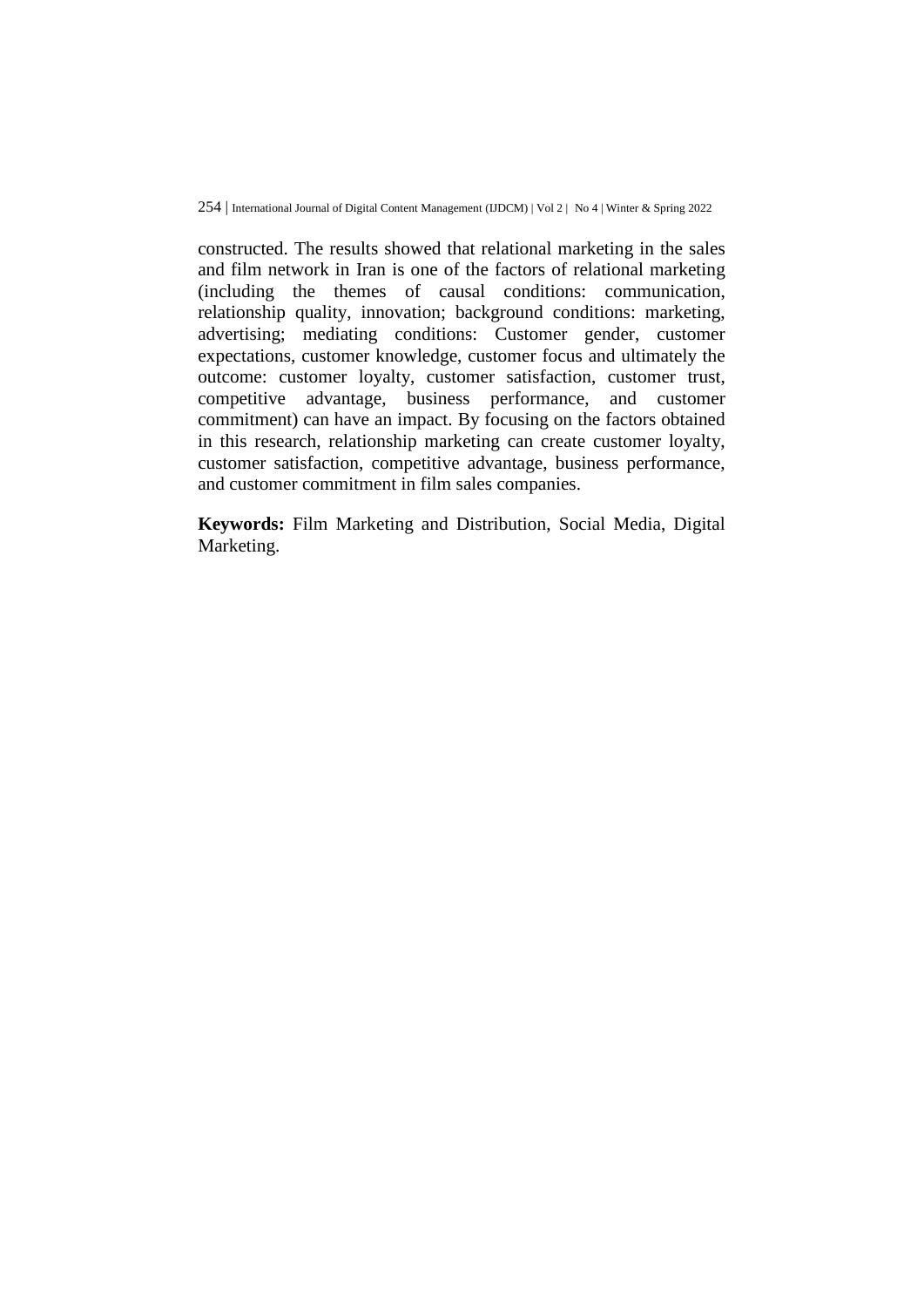constructed. The results showed that relational marketing in the sales and film network in Iran is one of the factors of relational marketing (including the themes of causal conditions: communication, relationship quality, innovation; background conditions: marketing, advertising; mediating conditions: Customer gender, customer expectations, customer knowledge, customer focus and ultimately the outcome: customer loyalty, customer satisfaction, customer trust, competitive advantage, business performance, and customer commitment) can have an impact. By focusing on the factors obtained in this research, relationship marketing can create customer loyalty, customer satisfaction, competitive advantage, business performance, and customer commitment in film sales companies.

**Keywords:** Film Marketing and Distribution, Social Media, Digital Marketing.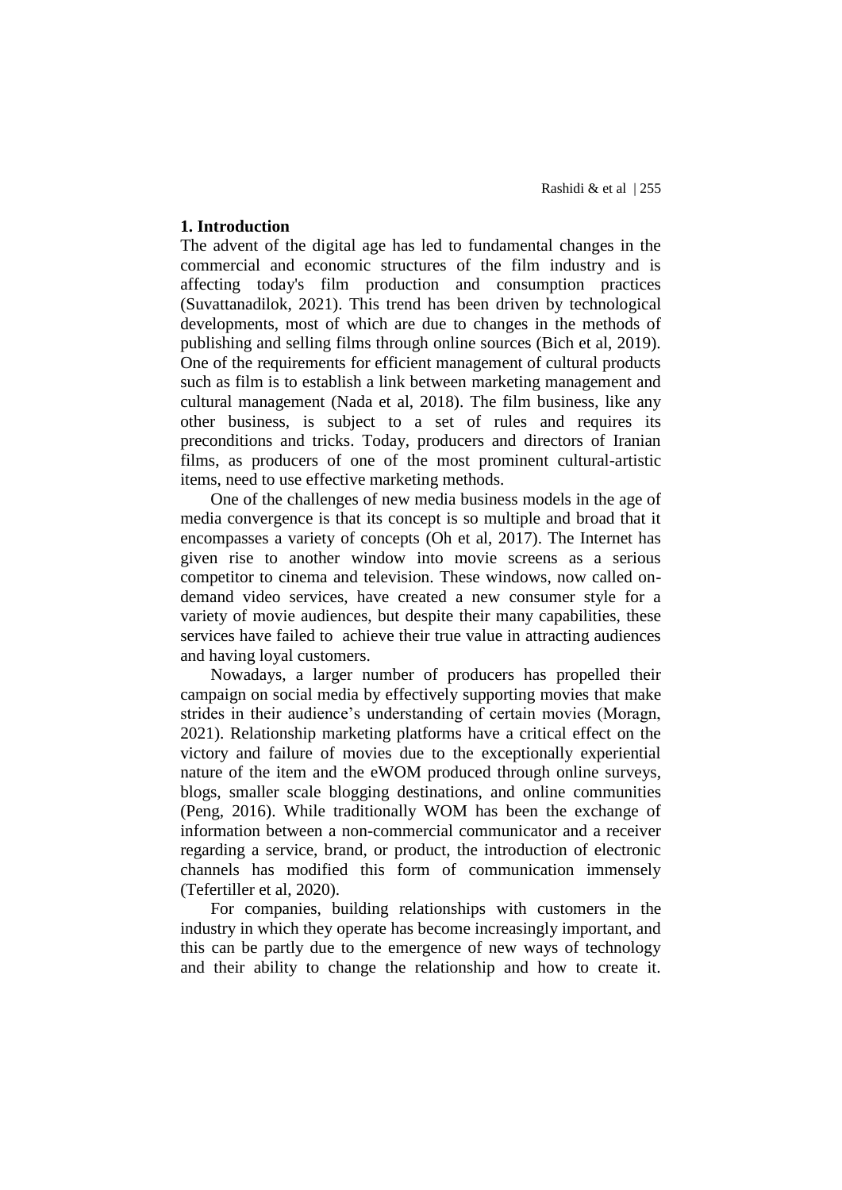## 1. Introduction

The advent of the digital age has led to fundamental changes in the commercial and economic structures of the film industry and is affecting today's film production and consumption practices (Suvattanadilok, 2021). This trend has been driven by technological developments, most of which are due to changes in the methods of publishing and selling films through online sources (Bich et al, 2019). One of the requirements for efficient management of cultural products such as film is to establish a link between marketing management and cultural management (Nada et al, 2018). The film business, like any other business, is subject to a set of rules and requires its preconditions and tricks. Today, producers and directors of Iranian films, as producers of one of the most prominent cultural-artistic items, need to use effective marketing methods.

One of the challenges of new media business models in the age of media convergence is that its concept is so multiple and broad that it encompasses a variety of concepts (Oh et al, 2017). The Internet has given rise to another window into movie screens as a serious competitor to cinema and television. These windows, now called on-demand video services, have created a new consumer style for a variety of movie audiences, but despite their many capabilities, these services have failed to achieve their true value in attracting audiences and having loyal customers.

Nowadays, a larger number of producers has propelled their campaign on social media by effectively supporting movies that make strides in their audience's understanding of certain movies (Moragn, 2021). Relationship marketing platforms have a critical effect on the victory and failure of movies due to the exceptionally experiential nature of the item and the eWOM produced through online surveys, blogs, smaller scale blogging destinations, and online communities (Peng, 2016). While traditionally WOM has been the exchange of information between a non-commercial communicator and a receiver regarding a service, brand, or product, the introduction of electronic channels has modified this form of communication immensely (Tefertiller et al, 2020).

For companies, building relationships with customers in the industry in which they operate has become increasingly important, and this can be partly due to the emergence of new ways of technology and their ability to change the relationship and how to create it.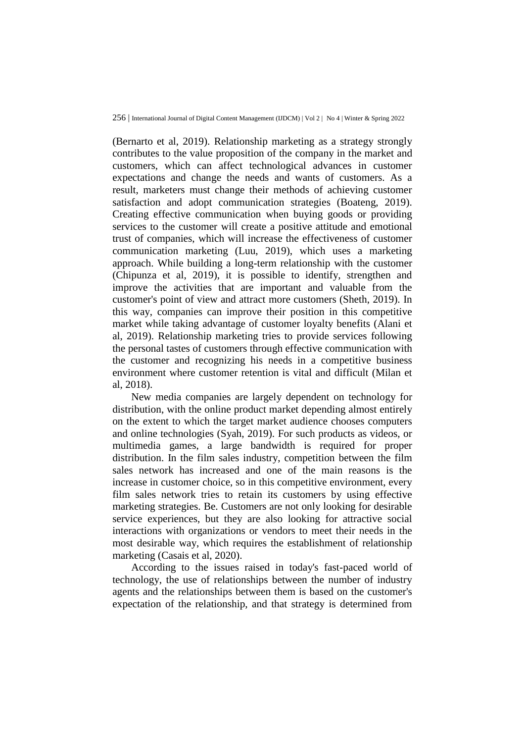(Bernarto et al, 2019). Relationship marketing as a strategy strongly contributes to the value proposition of the company in the market and customers, which can affect technological advances in customer expectations and change the needs and wants of customers. As a result, marketers must change their methods of achieving customer satisfaction and adopt communication strategies (Boateng, 2019). Creating effective communication when buying goods or providing services to the customer will create a positive attitude and emotional trust of companies, which will increase the effectiveness of customer communication marketing (Luu, 2019), which uses a marketing approach. While building a long-term relationship with the customer (Chipunza et al, 2019), it is possible to identify, strengthen and improve the activities that are important and valuable from the customer's point of view and attract more customers (Sheth, 2019). In this way, companies can improve their position in this competitive market while taking advantage of customer loyalty benefits (Alani et al, 2019). Relationship marketing tries to provide services following the personal tastes of customers through effective communication with the customer and recognizing his needs in a competitive business environment where customer retention is vital and difficult (Milan et al, 2018).

New media companies are largely dependent on technology for distribution, with the online product market depending almost entirely on the extent to which the target market audience chooses computers and online technologies (Syah, 2019). For such products as videos, or multimedia games, a large bandwidth is required for proper distribution. In the film sales industry, competition between the film sales network has increased and one of the main reasons is the increase in customer choice, so in this competitive environment, every film sales network tries to retain its customers by using effective marketing strategies. Be. Customers are not only looking for desirable service experiences, but they are also looking for attractive social interactions with organizations or vendors to meet their needs in the most desirable way, which requires the establishment of relationship marketing (Casais et al, 2020).

According to the issues raised in today's fast-paced world of technology, the use of relationships between the number of industry agents and the relationships between them is based on the customer's expectation of the relationship, and that strategy is determined from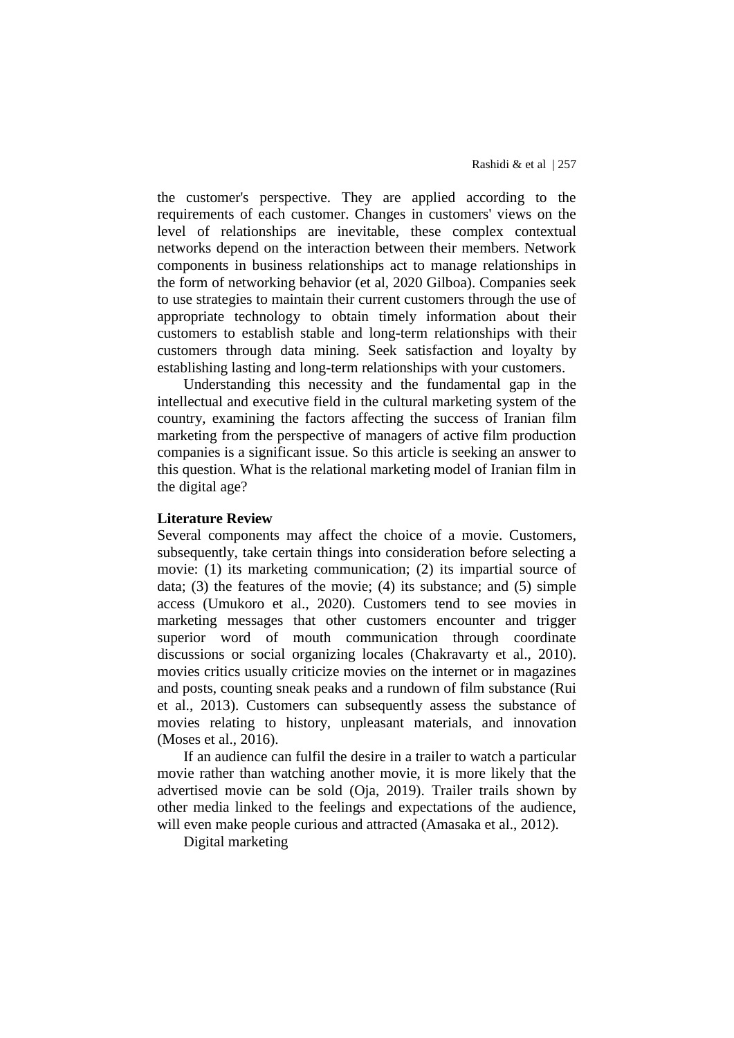the customer's perspective. They are applied according to the requirements of each customer. Changes in customers' views on the level of relationships are inevitable, these complex contextual networks depend on the interaction between their members. Network components in business relationships act to manage relationships in the form of networking behavior (et al, 2020 Gilboa). Companies seek to use strategies to maintain their current customers through the use of appropriate technology to obtain timely information about their customers to establish stable and long-term relationships with their customers through data mining. Seek satisfaction and loyalty by establishing lasting and long-term relationships with your customers.

Understanding this necessity and the fundamental gap in the intellectual and executive field in the cultural marketing system of the country, examining the factors affecting the success of Iranian film marketing from the perspective of managers of active film production companies is a significant issue. So this article is seeking an answer to this question. What is the relational marketing model of Iranian film in the digital age?

**Literature Review**

Several components may affect the choice of a movie. Customers, subsequently, take certain things into consideration before selecting a movie: (1) its marketing communication; (2) its impartial source of data; (3) the features of the movie; (4) its substance; and (5) simple access (Umukoro et al., 2020). Customers tend to see movies in marketing messages that other customers encounter and trigger superior word of mouth communication through coordinate discussions or social organizing locales (Chakravarty et al., 2010). movies critics usually criticize movies on the internet or in magazines and posts, counting sneak peaks and a rundown of film substance (Rui et al., 2013). Customers can subsequently assess the substance of movies relating to history, unpleasant materials, and innovation (Moses et al., 2016).

If an audience can fulfil the desire in a trailer to watch a particular movie rather than watching another movie, it is more likely that the advertised movie can be sold (Oja, 2019). Trailer trails shown by other media linked to the feelings and expectations of the audience, will even make people curious and attracted (Amasaka et al., 2012).

Digital marketing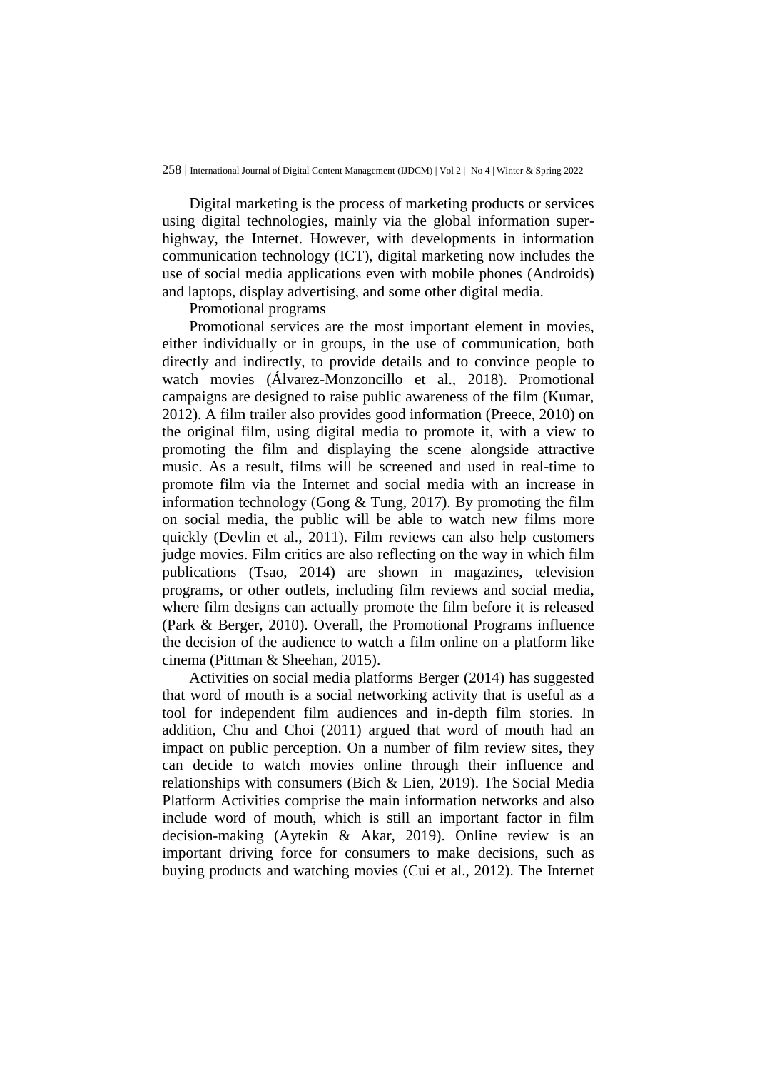Digital marketing is the process of marketing products or services using digital technologies, mainly via the global information super-highway, the Internet. However, with developments in information communication technology (ICT), digital marketing now includes the use of social media applications even with mobile phones (Androids) and laptops, display advertising, and some other digital media.

Promotional programs

Promotional services are the most important element in movies, either individually or in groups, in the use of communication, both directly and indirectly, to provide details and to convince people to watch movies (Álvarez-Monzoncillo et al., 2018). Promotional campaigns are designed to raise public awareness of the film (Kumar, 2012). A film trailer also provides good information (Preece, 2010) on the original film, using digital media to promote it, with a view to promoting the film and displaying the scene alongside attractive music. As a result, films will be screened and used in real-time to promote film via the Internet and social media with an increase in information technology (Gong & Tung, 2017). By promoting the film on social media, the public will be able to watch new films more quickly (Devlin et al., 2011). Film reviews can also help customers judge movies. Film critics are also reflecting on the way in which film publications (Tsao, 2014) are shown in magazines, television programs, or other outlets, including film reviews and social media, where film designs can actually promote the film before it is released (Park & Berger, 2010). Overall, the Promotional Programs influence the decision of the audience to watch a film online on a platform like cinema (Pittman & Sheehan, 2015).

Activities on social media platforms Berger (2014) has suggested that word of mouth is a social networking activity that is useful as a tool for independent film audiences and in-depth film stories. In addition, Chu and Choi (2011) argued that word of mouth had an impact on public perception. On a number of film review sites, they can decide to watch movies online through their influence and relationships with consumers (Bich & Lien, 2019). The Social Media Platform Activities comprise the main information networks and also include word of mouth, which is still an important factor in film decision-making (Aytekin & Akar, 2019). Online review is an important driving force for consumers to make decisions, such as buying products and watching movies (Cui et al., 2012). The Internet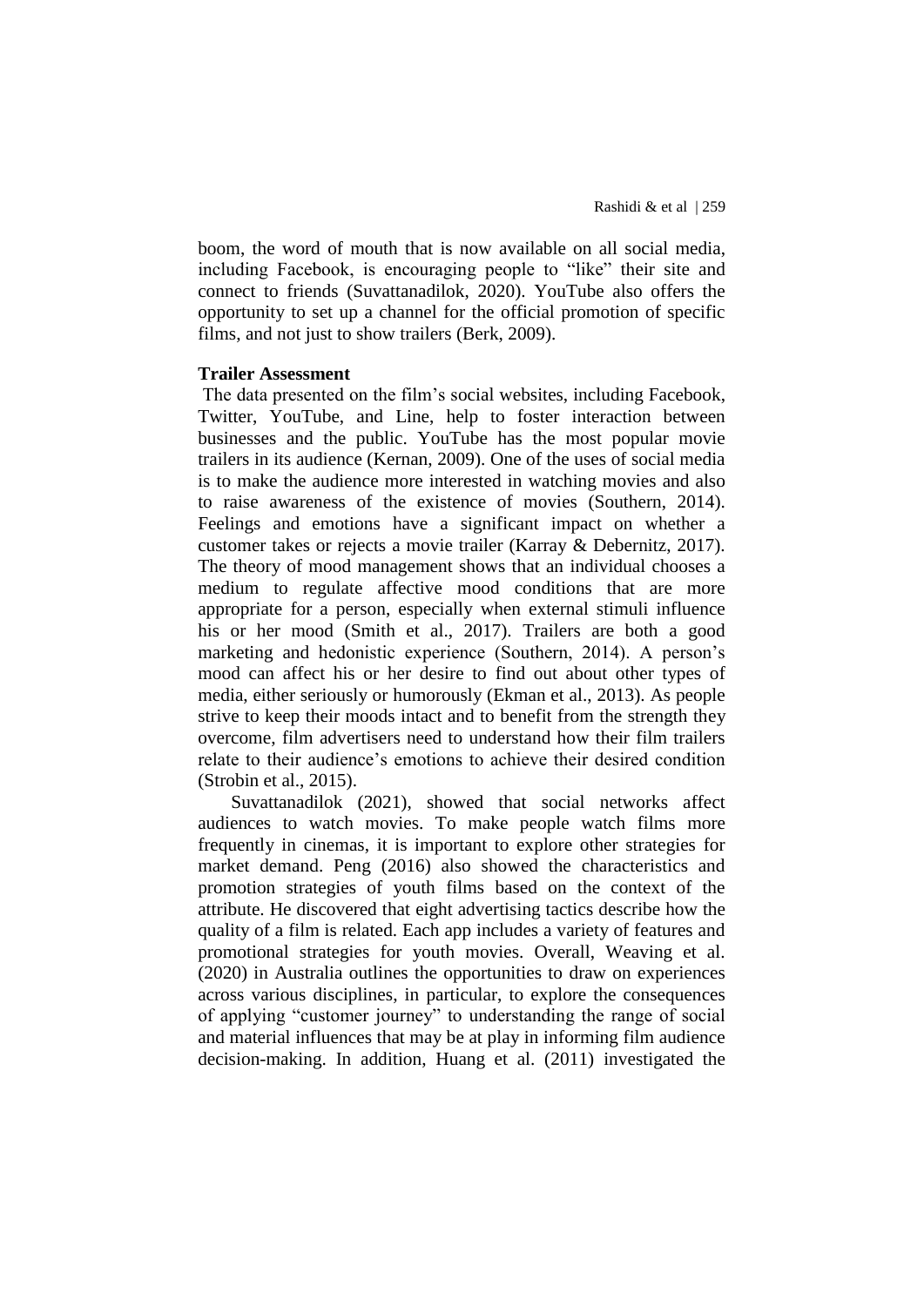boom, the word of mouth that is now available on all social media, including Facebook, is encouraging people to "like" their site and connect to friends (Suvattanadilok, 2020). YouTube also offers the opportunity to set up a channel for the official promotion of specific films, and not just to show trailers (Berk, 2009).

**Trailer Assessment**

The data presented on the film's social websites, including Facebook, Twitter, YouTube, and Line, help to foster interaction between businesses and the public. YouTube has the most popular movie trailers in its audience (Kernan, 2009). One of the uses of social media is to make the audience more interested in watching movies and also to raise awareness of the existence of movies (Southern, 2014). Feelings and emotions have a significant impact on whether a customer takes or rejects a movie trailer (Karray & Debernitz, 2017). The theory of mood management shows that an individual chooses a medium to regulate affective mood conditions that are more appropriate for a person, especially when external stimuli influence his or her mood (Smith et al., 2017). Trailers are both a good marketing and hedonistic experience (Southern, 2014). A person's mood can affect his or her desire to find out about other types of media, either seriously or humorously (Ekman et al., 2013). As people strive to keep their moods intact and to benefit from the strength they overcome, film advertisers need to understand how their film trailers relate to their audience's emotions to achieve their desired condition (Strobin et al., 2015).

Suvattanadilok (2021), showed that social networks affect audiences to watch movies. To make people watch films more frequently in cinemas, it is important to explore other strategies for market demand. Peng (2016) also showed the characteristics and promotion strategies of youth films based on the context of the attribute. He discovered that eight advertising tactics describe how the quality of a film is related. Each app includes a variety of features and promotional strategies for youth movies. Overall, Weaving et al. (2020) in Australia outlines the opportunities to draw on experiences across various disciplines, in particular, to explore the consequences of applying "customer journey" to understanding the range of social and material influences that may be at play in informing film audience decision-making. In addition, Huang et al. (2011) investigated the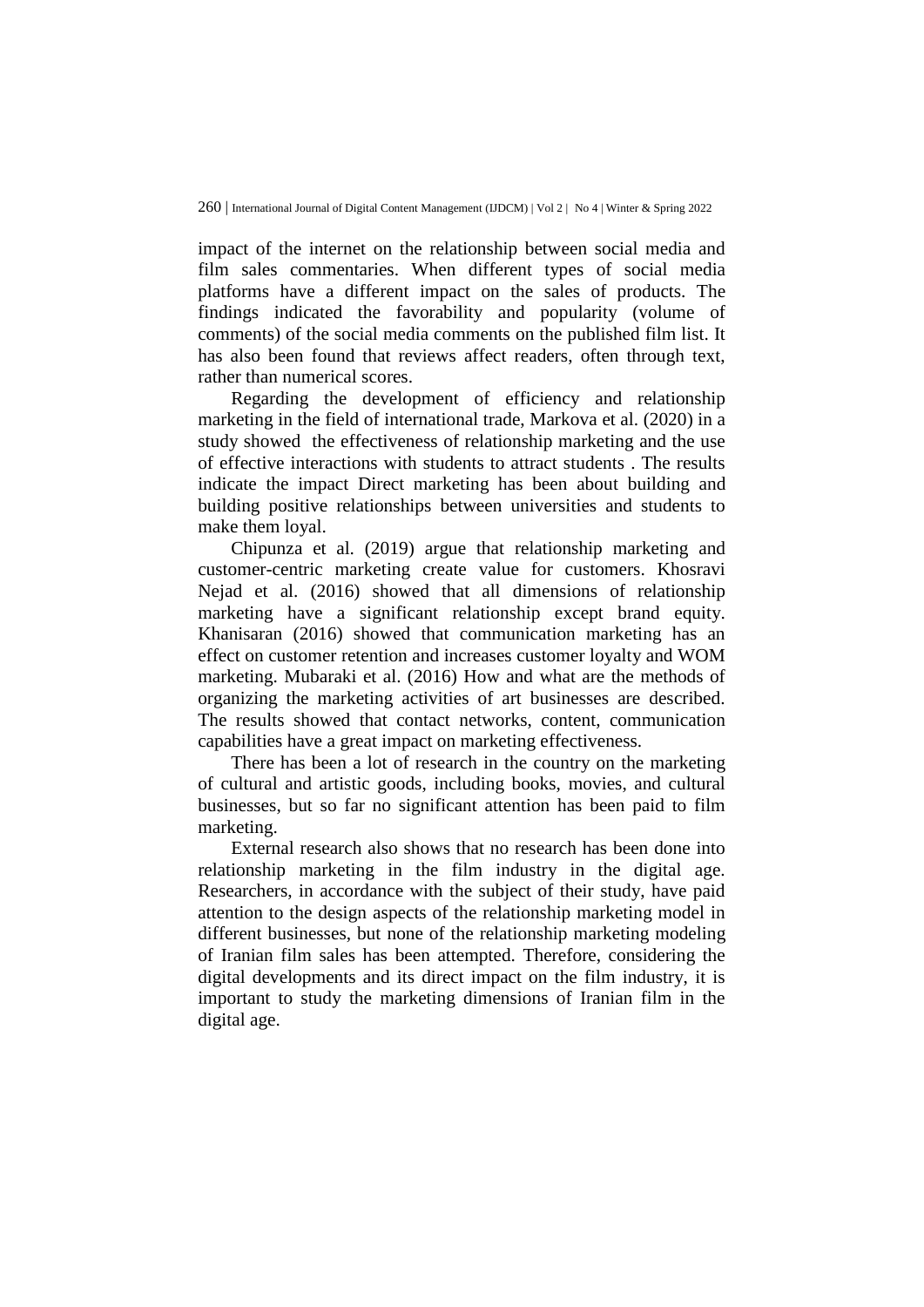impact of the internet on the relationship between social media and film sales commentaries. When different types of social media platforms have a different impact on the sales of products. The findings indicated the favorability and popularity (volume of comments) of the social media comments on the published film list. It has also been found that reviews affect readers, often through text, rather than numerical scores.

Regarding the development of efficiency and relationship marketing in the field of international trade, Markova et al. (2020) in a study showed the effectiveness of relationship marketing and the use of effective interactions with students to attract students . The results indicate the impact Direct marketing has been about building and building positive relationships between universities and students to make them loyal.

Chipunza et al. (2019) argue that relationship marketing and customer-centric marketing create value for customers. Khosravi Nejad et al. (2016) showed that all dimensions of relationship marketing have a significant relationship except brand equity. Khanisaran (2016) showed that communication marketing has an effect on customer retention and increases customer loyalty and WOM marketing. Mubaraki et al. (2016) How and what are the methods of organizing the marketing activities of art businesses are described. The results showed that contact networks, content, communication capabilities have a great impact on marketing effectiveness.

There has been a lot of research in the country on the marketing of cultural and artistic goods, including books, movies, and cultural businesses, but so far no significant attention has been paid to film marketing.

External research also shows that no research has been done into relationship marketing in the film industry in the digital age. Researchers, in accordance with the subject of their study, have paid attention to the design aspects of the relationship marketing model in different businesses, but none of the relationship marketing modeling of Iranian film sales has been attempted. Therefore, considering the digital developments and its direct impact on the film industry, it is important to study the marketing dimensions of Iranian film in the digital age.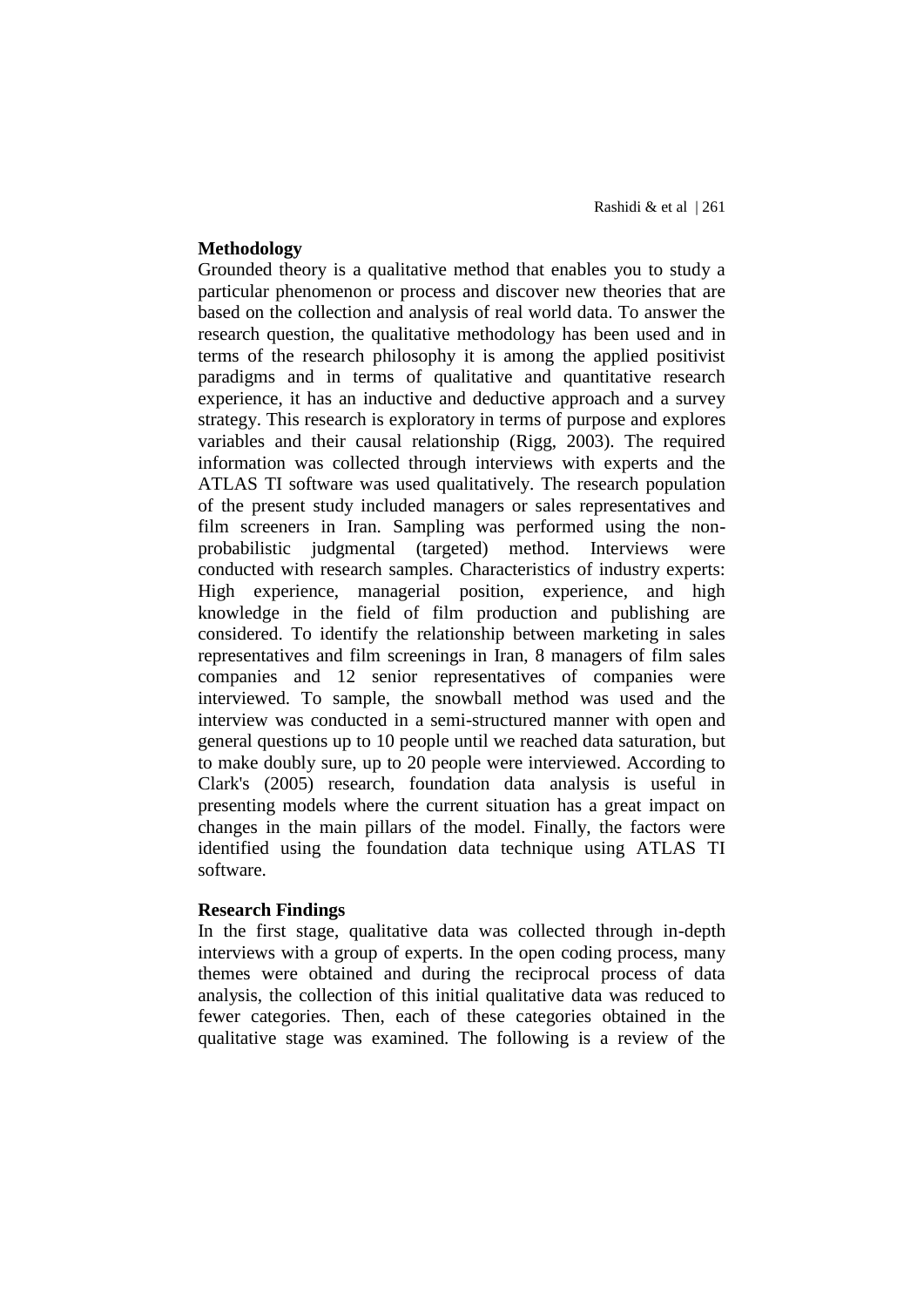## Methodology

Grounded theory is a qualitative method that enables you to study a particular phenomenon or process and discover new theories that are based on the collection and analysis of real world data. To answer the research question, the qualitative methodology has been used and in terms of the research philosophy it is among the applied positivist paradigms and in terms of qualitative and quantitative research experience, it has an inductive and deductive approach and a survey strategy. This research is exploratory in terms of purpose and explores variables and their causal relationship (Rigg, 2003). The required information was collected through interviews with experts and the ATLAS TI software was used qualitatively. The research population of the present study included managers or sales representatives and film screeners in Iran. Sampling was performed using the non-probabilistic judgmental (targeted) method. Interviews were conducted with research samples. Characteristics of industry experts: High experience, managerial position, experience, and high knowledge in the field of film production and publishing are considered. To identify the relationship between marketing in sales representatives and film screenings in Iran, 8 managers of film sales companies and 12 senior representatives of companies were interviewed. To sample, the snowball method was used and the interview was conducted in a semi-structured manner with open and general questions up to 10 people until we reached data saturation, but to make doubly sure, up to 20 people were interviewed. According to Clark's (2005) research, foundation data analysis is useful in presenting models where the current situation has a great impact on changes in the main pillars of the model. Finally, the factors were identified using the foundation data technique using ATLAS TI software.

## Research Findings

In the first stage, qualitative data was collected through in-depth interviews with a group of experts. In the open coding process, many themes were obtained and during the reciprocal process of data analysis, the collection of this initial qualitative data was reduced to fewer categories. Then, each of these categories obtained in the qualitative stage was examined. The following is a review of the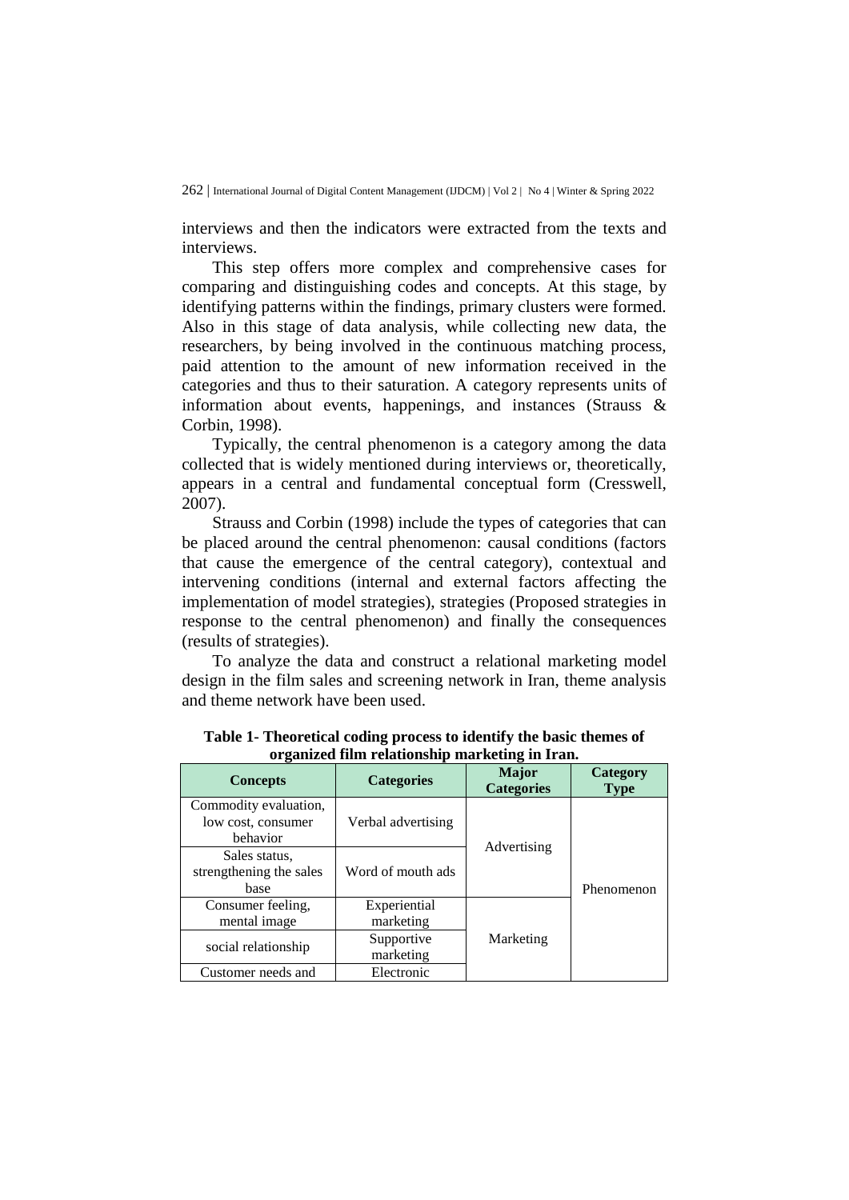interviews and then the indicators were extracted from the texts and interviews.

This step offers more complex and comprehensive cases for comparing and distinguishing codes and concepts. At this stage, by identifying patterns within the findings, primary clusters were formed. Also in this stage of data analysis, while collecting new data, the researchers, by being involved in the continuous matching process, paid attention to the amount of new information received in the categories and thus to their saturation. A category represents units of information about events, happenings, and instances (Strauss & Corbin, 1998).

Typically, the central phenomenon is a category among the data collected that is widely mentioned during interviews or, theoretically, appears in a central and fundamental conceptual form (Cresswell, 2007).

Strauss and Corbin (1998) include the types of categories that can be placed around the central phenomenon: causal conditions (factors that cause the emergence of the central category), contextual and intervening conditions (internal and external factors affecting the implementation of model strategies), strategies (Proposed strategies in response to the central phenomenon) and finally the consequences (results of strategies).

To analyze the data and construct a relational marketing model design in the film sales and screening network in Iran, theme analysis and theme network have been used.

**Table 1- Theoretical coding process to identify the basic themes of organized film relationship marketing in Iran.**

| Concepts | Categories | Major Categories | Category Type |
|---|---|---|---|
| Commodity evaluation, low cost, consumer behavior | Verbal advertising | Advertising | Phenomenon |
| Sales status, strengthening the sales base | Word of mouth ads | | |
| Consumer feeling, mental image | Experiential marketing | Marketing | |
| social relationship | Supportive marketing | | |
| Customer needs and | Electronic | | |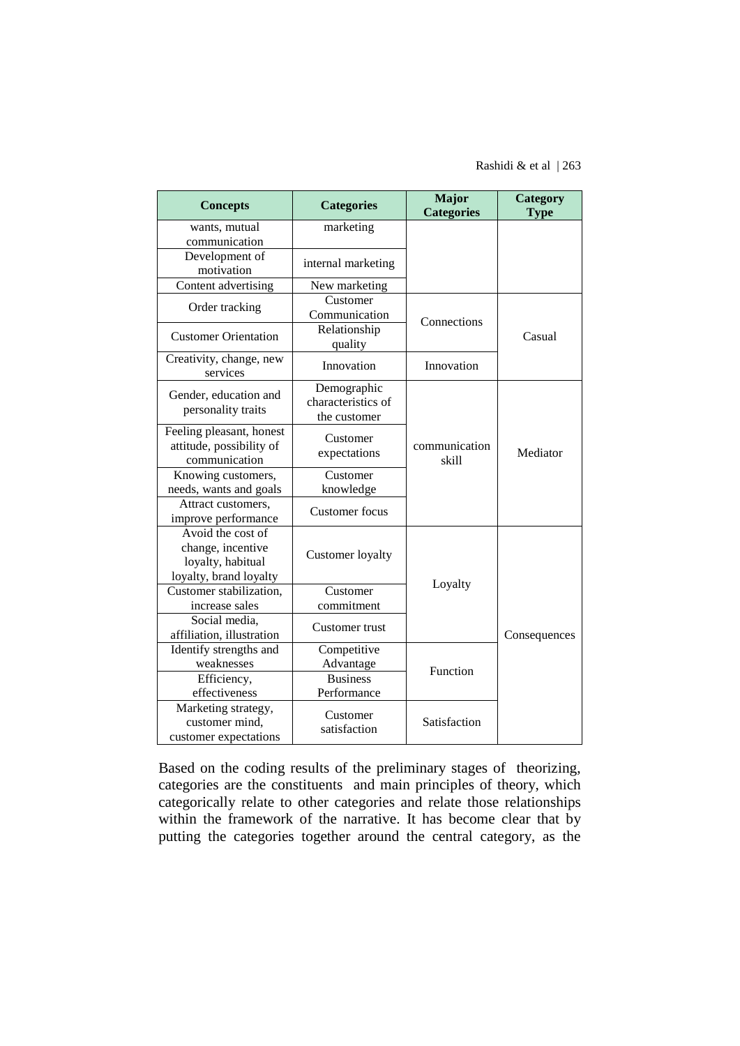| Concepts | Categories | Major Categories | Category Type |
|---|---|---|---|
| wants, mutual communication | marketing | | |
| Development of motivation | internal marketing | | |
| Content advertising | New marketing | | |
| Order tracking | Customer Communication | Connections | Casual |
| Customer Orientation | Relationship quality | | |
| Creativity, change, new services | Innovation | Innovation | |
| Gender, education and personality traits | Demographic characteristics of the customer | communication skill | Mediator |
| Feeling pleasant, honest attitude, possibility of communication | Customer expectations | | |
| Knowing customers, needs, wants and goals | Customer knowledge | | |
| Attract customers, improve performance | Customer focus | | |
| Avoid the cost of change, incentive loyalty, habitual loyalty, brand loyalty | Customer loyalty | Loyalty | Consequences |
| Customer stabilization, increase sales | Customer commitment | | |
| Social media, affiliation, illustration | Customer trust | | |
| Identify strengths and weaknesses | Competitive Advantage | Function | |
| Efficiency, effectiveness | Business Performance | | |
| Marketing strategy, customer mind, customer expectations | Customer satisfaction | Satisfaction | |

Based on the coding results of the preliminary stages of theorizing, categories are the constituents and main principles of theory, which categorically relate to other categories and relate those relationships within the framework of the narrative. It has become clear that by putting the categories together around the central category, as the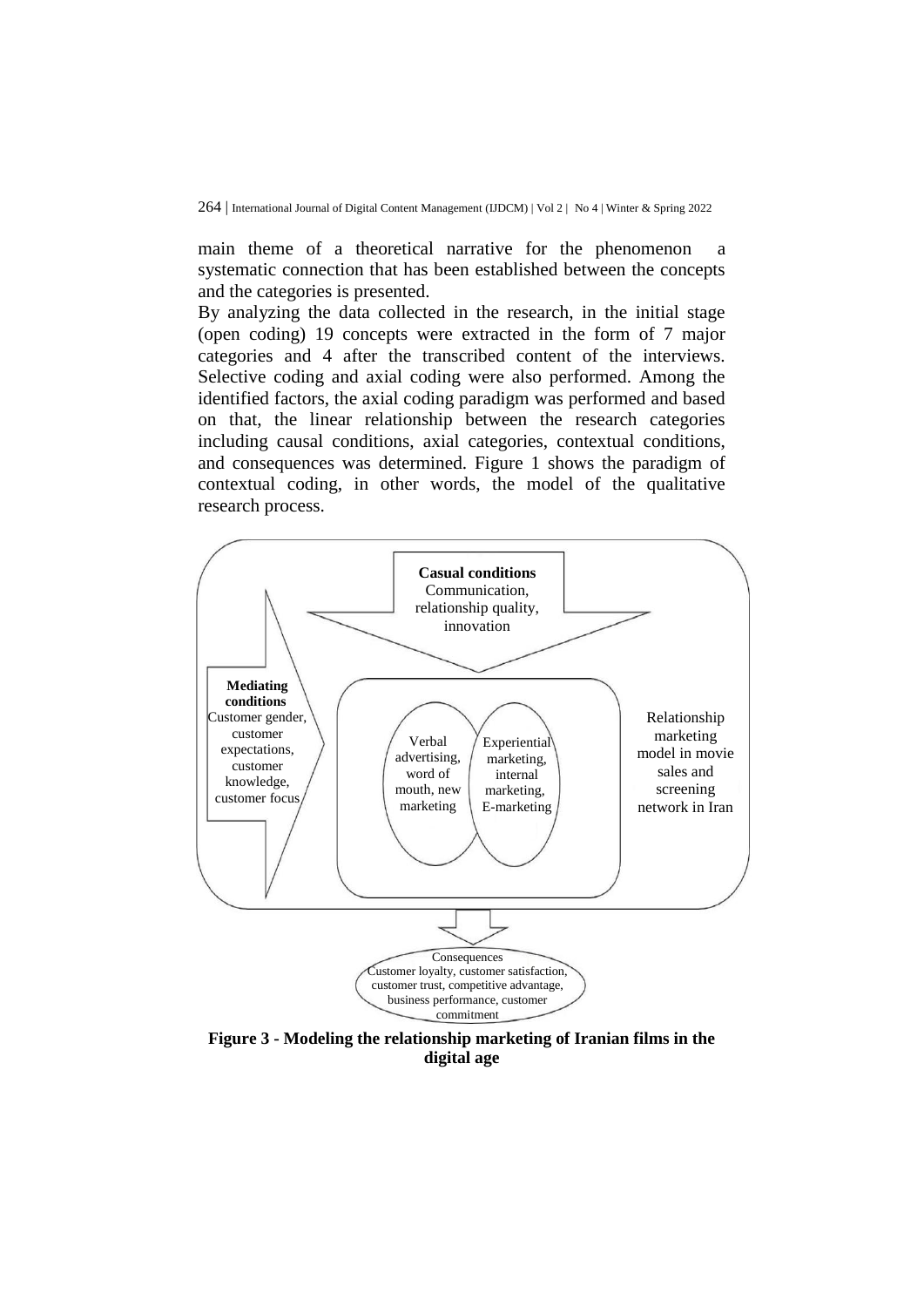main theme of a theoretical narrative for the phenomenon a systematic connection that has been established between the concepts and the categories is presented.

By analyzing the data collected in the research, in the initial stage (open coding) 19 concepts were extracted in the form of 7 major categories and 4 after the transcribed content of the interviews. Selective coding and axial coding were also performed. Among the identified factors, the axial coding paradigm was performed and based on that, the linear relationship between the research categories including causal conditions, axial categories, contextual conditions, and consequences was determined. Figure 1 shows the paradigm of contextual coding, in other words, the model of the qualitative research process.

**Casual conditions**
Communication, relationship quality, innovation

**Mediating conditions**
Customer gender, customer expectations, customer knowledge, customer focus

Verbal advertising, word of mouth, new marketing

Experiential marketing, internal marketing, E-marketing

Relationship marketing model in movie sales and screening network in Iran

Consequences
Customer loyalty, customer satisfaction, customer trust, competitive advantage, business performance, customer commitment

**Figure 3 - Modeling the relationship marketing of Iranian films in the digital age**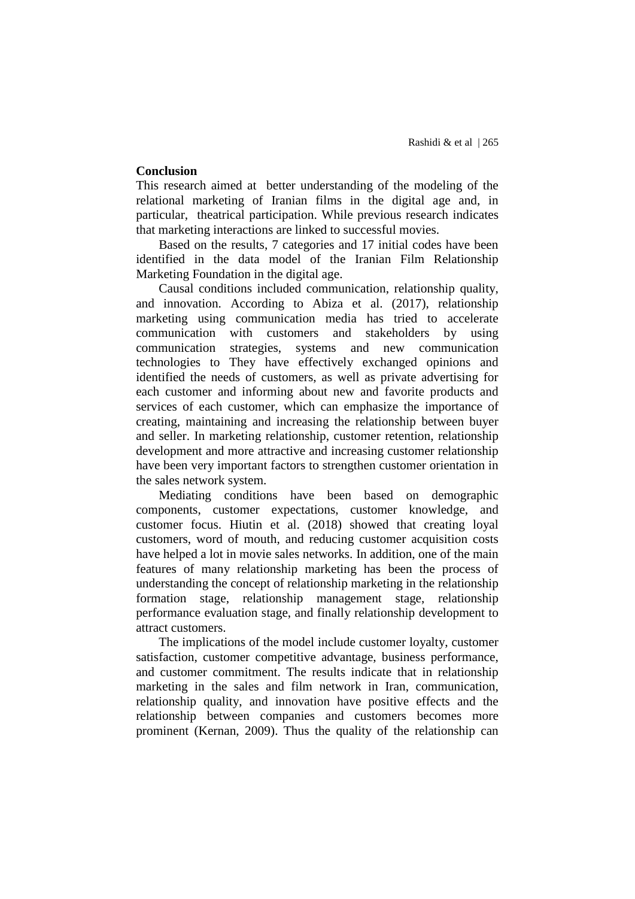## Conclusion

This research aimed at better understanding of the modeling of the relational marketing of Iranian films in the digital age and, in particular, theatrical participation. While previous research indicates that marketing interactions are linked to successful movies.

Based on the results, 7 categories and 17 initial codes have been identified in the data model of the Iranian Film Relationship Marketing Foundation in the digital age.

Causal conditions included communication, relationship quality, and innovation. According to Abiza et al. (2017), relationship marketing using communication media has tried to accelerate communication with customers and stakeholders by using communication strategies, systems and new communication technologies to They have effectively exchanged opinions and identified the needs of customers, as well as private advertising for each customer and informing about new and favorite products and services of each customer, which can emphasize the importance of creating, maintaining and increasing the relationship between buyer and seller. In marketing relationship, customer retention, relationship development and more attractive and increasing customer relationship have been very important factors to strengthen customer orientation in the sales network system.

Mediating conditions have been based on demographic components, customer expectations, customer knowledge, and customer focus. Hiutin et al. (2018) showed that creating loyal customers, word of mouth, and reducing customer acquisition costs have helped a lot in movie sales networks. In addition, one of the main features of many relationship marketing has been the process of understanding the concept of relationship marketing in the relationship formation stage, relationship management stage, relationship performance evaluation stage, and finally relationship development to attract customers.

The implications of the model include customer loyalty, customer satisfaction, customer competitive advantage, business performance, and customer commitment. The results indicate that in relationship marketing in the sales and film network in Iran, communication, relationship quality, and innovation have positive effects and the relationship between companies and customers becomes more prominent (Kernan, 2009). Thus the quality of the relationship can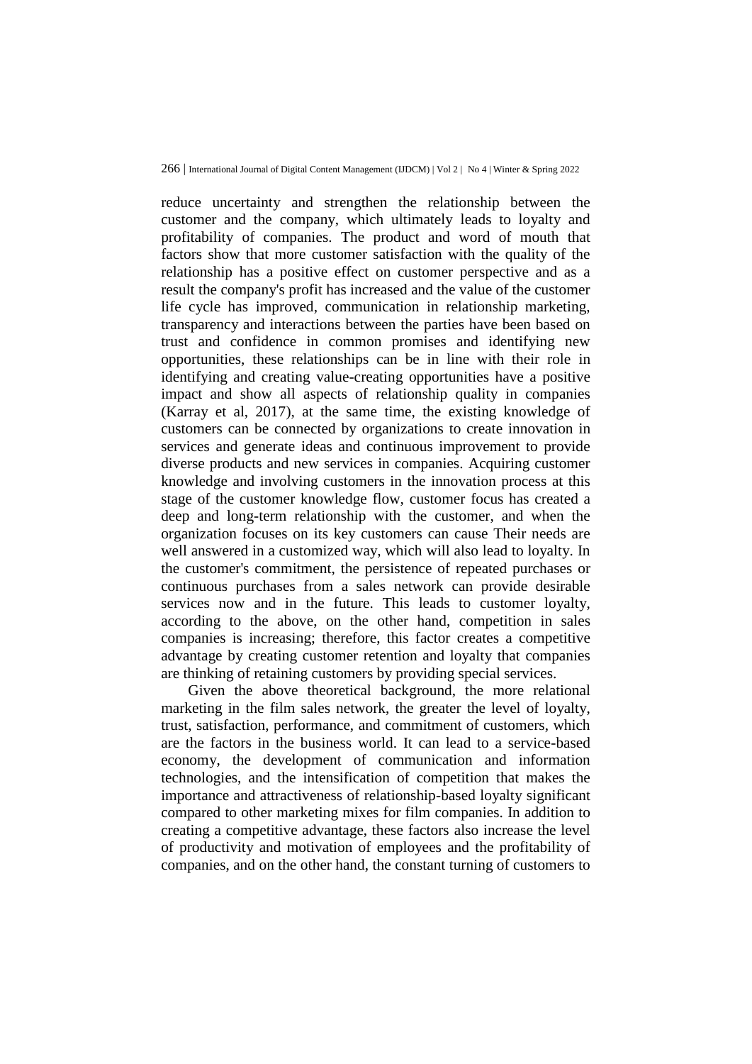reduce uncertainty and strengthen the relationship between the customer and the company, which ultimately leads to loyalty and profitability of companies. The product and word of mouth that factors show that more customer satisfaction with the quality of the relationship has a positive effect on customer perspective and as a result the company's profit has increased and the value of the customer life cycle has improved, communication in relationship marketing, transparency and interactions between the parties have been based on trust and confidence in common promises and identifying new opportunities, these relationships can be in line with their role in identifying and creating value-creating opportunities have a positive impact and show all aspects of relationship quality in companies (Karray et al, 2017), at the same time, the existing knowledge of customers can be connected by organizations to create innovation in services and generate ideas and continuous improvement to provide diverse products and new services in companies. Acquiring customer knowledge and involving customers in the innovation process at this stage of the customer knowledge flow, customer focus has created a deep and long-term relationship with the customer, and when the organization focuses on its key customers can cause Their needs are well answered in a customized way, which will also lead to loyalty. In the customer's commitment, the persistence of repeated purchases or continuous purchases from a sales network can provide desirable services now and in the future. This leads to customer loyalty, according to the above, on the other hand, competition in sales companies is increasing; therefore, this factor creates a competitive advantage by creating customer retention and loyalty that companies are thinking of retaining customers by providing special services.

Given the above theoretical background, the more relational marketing in the film sales network, the greater the level of loyalty, trust, satisfaction, performance, and commitment of customers, which are the factors in the business world. It can lead to a service-based economy, the development of communication and information technologies, and the intensification of competition that makes the importance and attractiveness of relationship-based loyalty significant compared to other marketing mixes for film companies. In addition to creating a competitive advantage, these factors also increase the level of productivity and motivation of employees and the profitability of companies, and on the other hand, the constant turning of customers to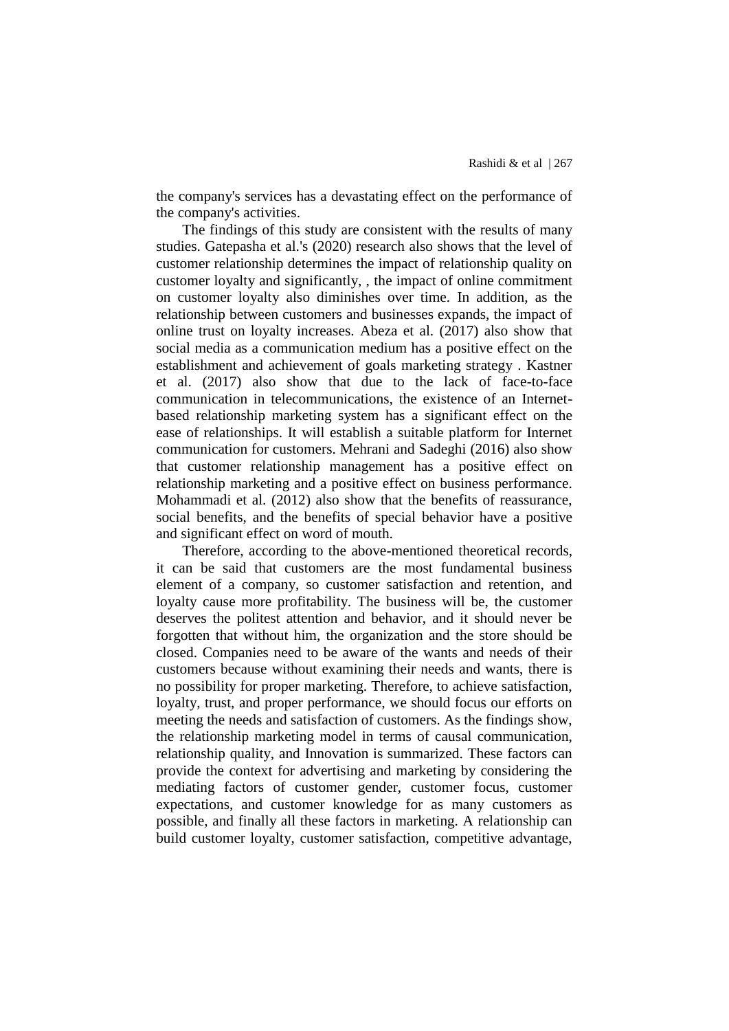the company's services has a devastating effect on the performance of the company's activities.

The findings of this study are consistent with the results of many studies. Gatepasha et al.'s (2020) research also shows that the level of customer relationship determines the impact of relationship quality on customer loyalty and significantly, , the impact of online commitment on customer loyalty also diminishes over time. In addition, as the relationship between customers and businesses expands, the impact of online trust on loyalty increases. Abeza et al. (2017) also show that social media as a communication medium has a positive effect on the establishment and achievement of goals marketing strategy . Kastner et al. (2017) also show that due to the lack of face-to-face communication in telecommunications, the existence of an Internet-based relationship marketing system has a significant effect on the ease of relationships. It will establish a suitable platform for Internet communication for customers. Mehrani and Sadeghi (2016) also show that customer relationship management has a positive effect on relationship marketing and a positive effect on business performance. Mohammadi et al. (2012) also show that the benefits of reassurance, social benefits, and the benefits of special behavior have a positive and significant effect on word of mouth.

Therefore, according to the above-mentioned theoretical records, it can be said that customers are the most fundamental business element of a company, so customer satisfaction and retention, and loyalty cause more profitability. The business will be, the customer deserves the politest attention and behavior, and it should never be forgotten that without him, the organization and the store should be closed. Companies need to be aware of the wants and needs of their customers because without examining their needs and wants, there is no possibility for proper marketing. Therefore, to achieve satisfaction, loyalty, trust, and proper performance, we should focus our efforts on meeting the needs and satisfaction of customers. As the findings show, the relationship marketing model in terms of causal communication, relationship quality, and Innovation is summarized. These factors can provide the context for advertising and marketing by considering the mediating factors of customer gender, customer focus, customer expectations, and customer knowledge for as many customers as possible, and finally all these factors in marketing. A relationship can build customer loyalty, customer satisfaction, competitive advantage,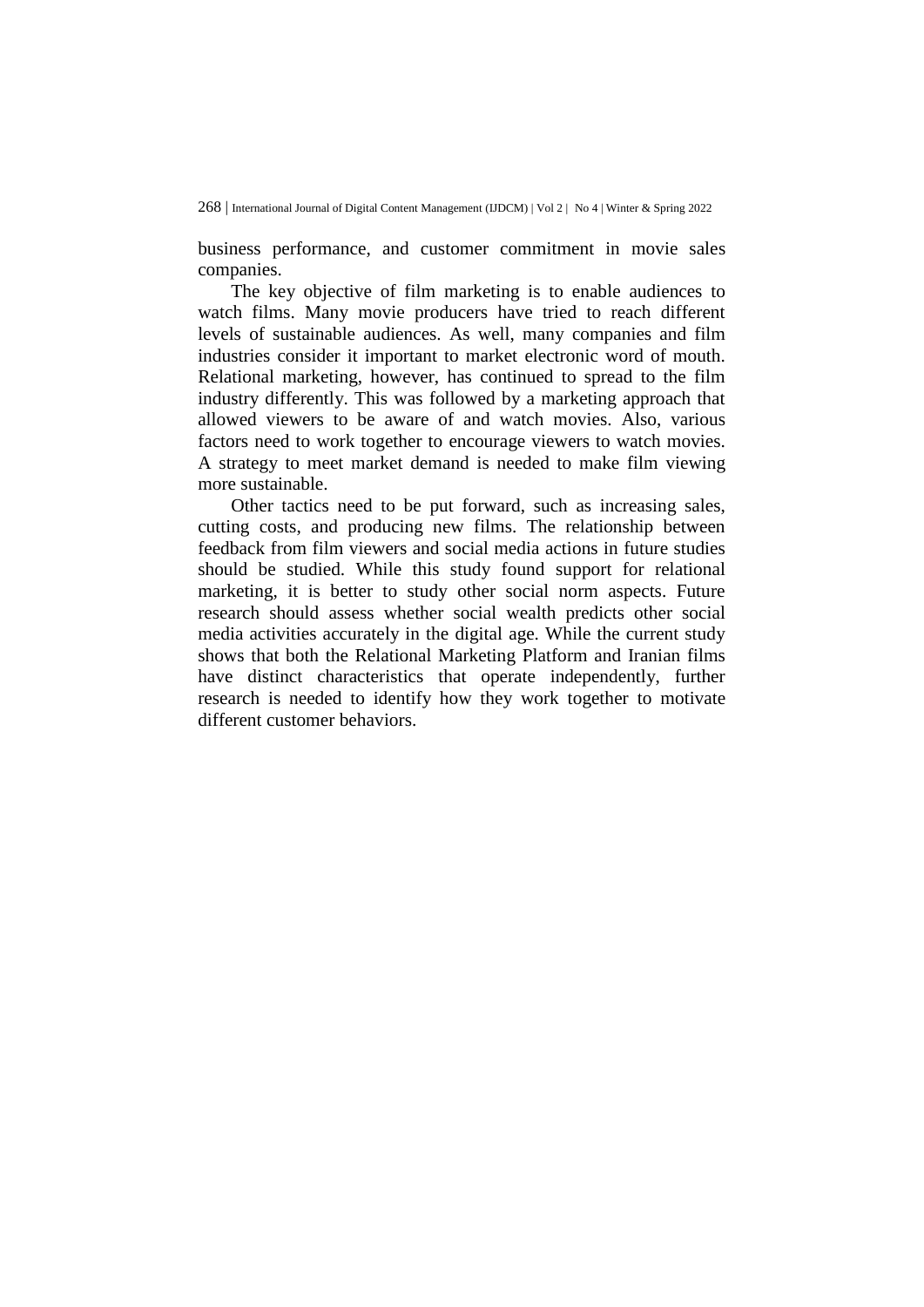business performance, and customer commitment in movie sales companies.

The key objective of film marketing is to enable audiences to watch films. Many movie producers have tried to reach different levels of sustainable audiences. As well, many companies and film industries consider it important to market electronic word of mouth. Relational marketing, however, has continued to spread to the film industry differently. This was followed by a marketing approach that allowed viewers to be aware of and watch movies. Also, various factors need to work together to encourage viewers to watch movies. A strategy to meet market demand is needed to make film viewing more sustainable.

Other tactics need to be put forward, such as increasing sales, cutting costs, and producing new films. The relationship between feedback from film viewers and social media actions in future studies should be studied. While this study found support for relational marketing, it is better to study other social norm aspects. Future research should assess whether social wealth predicts other social media activities accurately in the digital age. While the current study shows that both the Relational Marketing Platform and Iranian films have distinct characteristics that operate independently, further research is needed to identify how they work together to motivate different customer behaviors.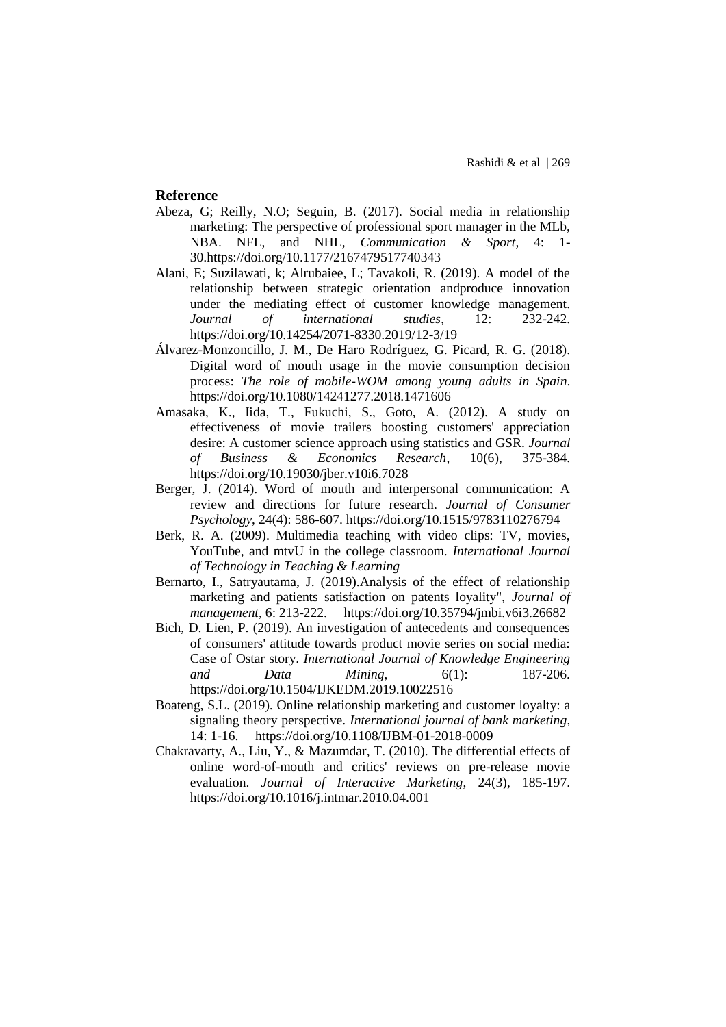## Reference

Abeza, G; Reilly, N.O; Seguin, B. (2017). Social media in relationship marketing: The perspective of professional sport manager in the MLb, NBA. NFL, and NHL, *Communication & Sport*, 4: 1-30.https://doi.org/10.1177/2167479517740343

Alani, E; Suzilawati, k; Alrubaiee, L; Tavakoli, R. (2019). A model of the relationship between strategic orientation andproduce innovation under the mediating effect of customer knowledge management. *Journal of international studies*, 12: 232-242. https://doi.org/10.14254/2071-8330.2019/12-3/19

Álvarez-Monzoncillo, J. M., De Haro Rodríguez, G. Picard, R. G. (2018). Digital word of mouth usage in the movie consumption decision process: *The role of mobile-WOM among young adults in Spain*. https://doi.org/10.1080/14241277.2018.1471606

Amasaka, K., Iida, T., Fukuchi, S., Goto, A. (2012). A study on effectiveness of movie trailers boosting customers' appreciation desire: A customer science approach using statistics and GSR. *Journal of Business & Economics Research*, 10(6), 375-384. https://doi.org/10.19030/jber.v10i6.7028

Berger, J. (2014). Word of mouth and interpersonal communication: A review and directions for future research. *Journal of Consumer Psychology*, 24(4): 586-607. https://doi.org/10.1515/9783110276794

Berk, R. A. (2009). Multimedia teaching with video clips: TV, movies, YouTube, and mtvU in the college classroom. *International Journal of Technology in Teaching & Learning*

Bernarto, I., Satryautama, J. (2019).Analysis of the effect of relationship marketing and patients satisfaction on patents loyality", *Journal of management*, 6: 213-222. https://doi.org/10.35794/jmbi.v6i3.26682

Bich, D. Lien, P. (2019). An investigation of antecedents and consequences of consumers' attitude towards product movie series on social media: Case of Ostar story. *International Journal of Knowledge Engineering and Data Mining*, 6(1): 187-206. https://doi.org/10.1504/IJKEDM.2019.10022516

Boateng, S.L. (2019). Online relationship marketing and customer loyalty: a signaling theory perspective. *International journal of bank marketing*, 14: 1-16. https://doi.org/10.1108/IJBM-01-2018-0009

Chakravarty, A., Liu, Y., & Mazumdar, T. (2010). The differential effects of online word-of-mouth and critics' reviews on pre-release movie evaluation. *Journal of Interactive Marketing*, 24(3), 185-197. https://doi.org/10.1016/j.intmar.2010.04.001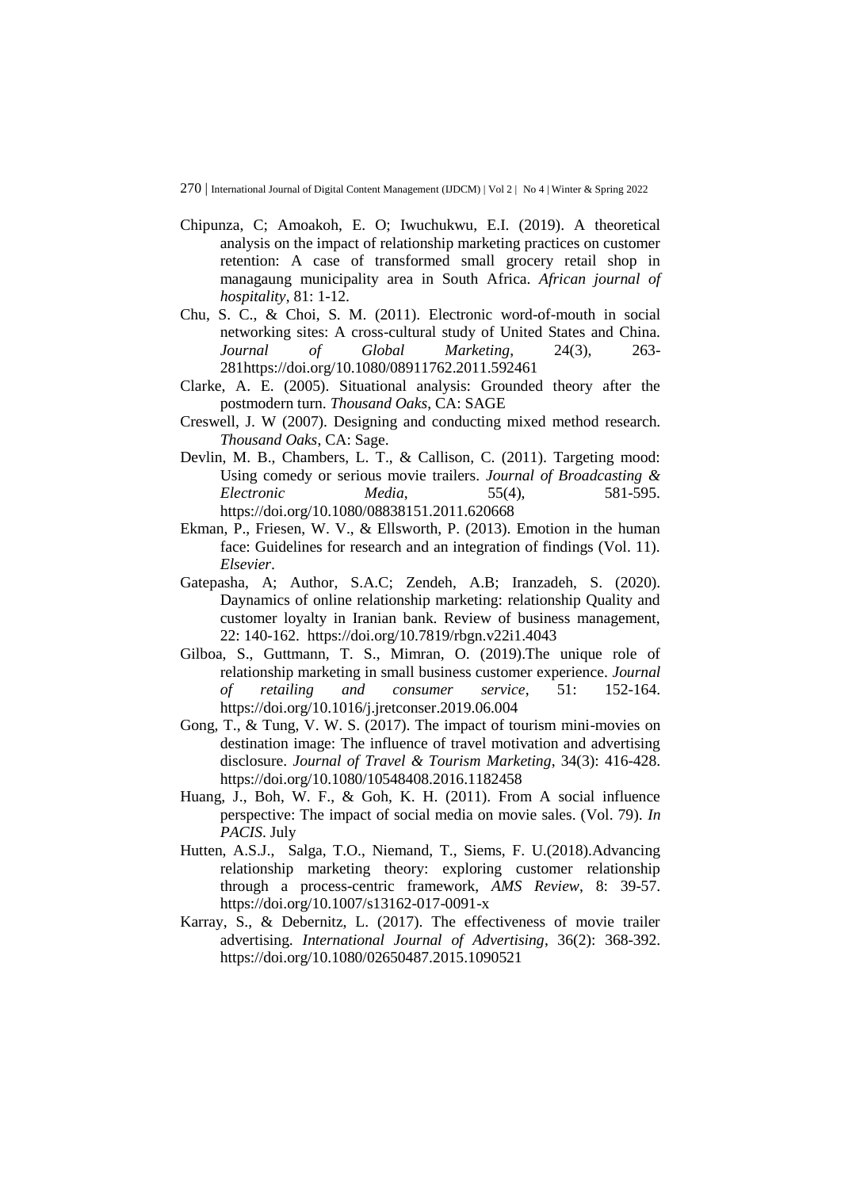Chipunza, C; Amoakoh, E. O; Iwuchukwu, E.I. (2019). A theoretical analysis on the impact of relationship marketing practices on customer retention: A case of transformed small grocery retail shop in managaung municipality area in South Africa. *African journal of hospitality*, 81: 1-12.

Chu, S. C., & Choi, S. M. (2011). Electronic word-of-mouth in social networking sites: A cross-cultural study of United States and China. *Journal of Global Marketing*, 24(3), 263-281https://doi.org/10.1080/08911762.2011.592461

Clarke, A. E. (2005). Situational analysis: Grounded theory after the postmodern turn. *Thousand Oaks*, CA: SAGE

Creswell, J. W (2007). Designing and conducting mixed method research. *Thousand Oaks*, CA: Sage.

Devlin, M. B., Chambers, L. T., & Callison, C. (2011). Targeting mood: Using comedy or serious movie trailers. *Journal of Broadcasting & Electronic Media*, 55(4), 581-595. https://doi.org/10.1080/08838151.2011.620668

Ekman, P., Friesen, W. V., & Ellsworth, P. (2013). Emotion in the human face: Guidelines for research and an integration of findings (Vol. 11). *Elsevier*.

Gatepasha, A; Author, S.A.C; Zendeh, A.B; Iranzadeh, S. (2020). Daynamics of online relationship marketing: relationship Quality and customer loyalty in Iranian bank. Review of business management, 22: 140-162. https://doi.org/10.7819/rbgn.v22i1.4043

Gilboa, S., Guttmann, T. S., Mimran, O. (2019).The unique role of relationship marketing in small business customer experience. *Journal of retailing and consumer service*, 51: 152-164. https://doi.org/10.1016/j.jretconser.2019.06.004

Gong, T., & Tung, V. W. S. (2017). The impact of tourism mini-movies on destination image: The influence of travel motivation and advertising disclosure. *Journal of Travel & Tourism Marketing*, 34(3): 416-428. https://doi.org/10.1080/10548408.2016.1182458

Huang, J., Boh, W. F., & Goh, K. H. (2011). From A social influence perspective: The impact of social media on movie sales. (Vol. 79). *In PACIS*. July

Hutten, A.S.J., Salga, T.O., Niemand, T., Siems, F. U.(2018).Advancing relationship marketing theory: exploring customer relationship through a process-centric framework, *AMS Review*, 8: 39-57. https://doi.org/10.1007/s13162-017-0091-x

Karray, S., & Debernitz, L. (2017). The effectiveness of movie trailer advertising. *International Journal of Advertising*, 36(2): 368-392. https://doi.org/10.1080/02650487.2015.1090521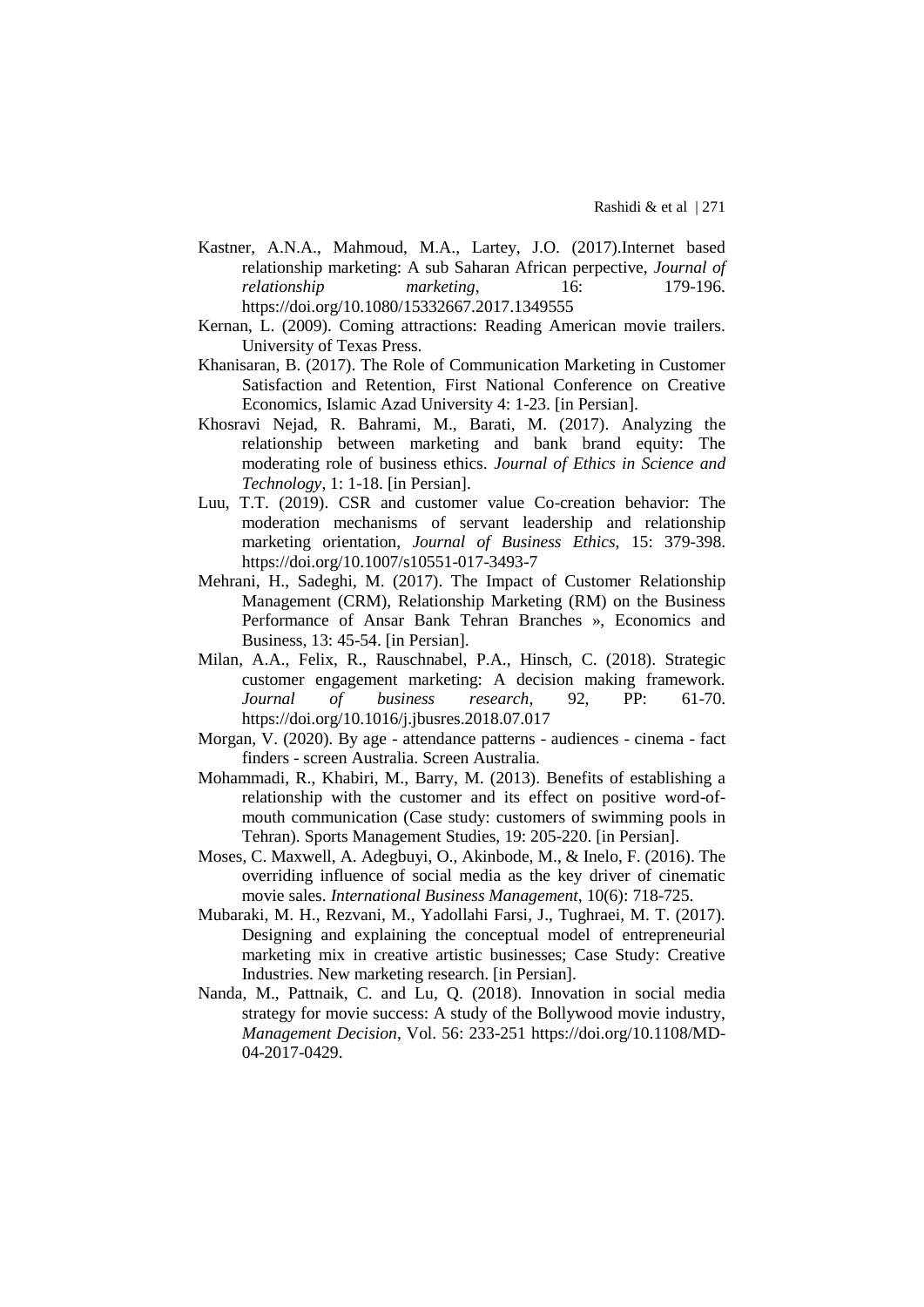Kastner, A.N.A., Mahmoud, M.A., Lartey, J.O. (2017).Internet based relationship marketing: A sub Saharan African perpective, *Journal of relationship marketing*, 16: 179-196. https://doi.org/10.1080/15332667.2017.1349555

Kernan, L. (2009). Coming attractions: Reading American movie trailers. University of Texas Press.

Khanisaran, B. (2017). The Role of Communication Marketing in Customer Satisfaction and Retention, First National Conference on Creative Economics, Islamic Azad University 4: 1-23. [in Persian].

Khosravi Nejad, R. Bahrami, M., Barati, M. (2017). Analyzing the relationship between marketing and bank brand equity: The moderating role of business ethics. *Journal of Ethics in Science and Technology*, 1: 1-18. [in Persian].

Luu, T.T. (2019). CSR and customer value Co-creation behavior: The moderation mechanisms of servant leadership and relationship marketing orientation, *Journal of Business Ethics*, 15: 379-398. https://doi.org/10.1007/s10551-017-3493-7

Mehrani, H., Sadeghi, M. (2017). The Impact of Customer Relationship Management (CRM), Relationship Marketing (RM) on the Business Performance of Ansar Bank Tehran Branches », Economics and Business, 13: 45-54. [in Persian].

Milan, A.A., Felix, R., Rauschnabel, P.A., Hinsch, C. (2018). Strategic customer engagement marketing: A decision making framework. *Journal of business research*, 92, PP: 61-70. https://doi.org/10.1016/j.jbusres.2018.07.017

Morgan, V. (2020). By age - attendance patterns - audiences - cinema - fact finders - screen Australia. Screen Australia.

Mohammadi, R., Khabiri, M., Barry, M. (2013). Benefits of establishing a relationship with the customer and its effect on positive word-of-mouth communication (Case study: customers of swimming pools in Tehran). Sports Management Studies, 19: 205-220. [in Persian].

Moses, C. Maxwell, A. Adegbuyi, O., Akinbode, M., & Inelo, F. (2016). The overriding influence of social media as the key driver of cinematic movie sales. *International Business Management*, 10(6): 718-725.

Mubaraki, M. H., Rezvani, M., Yadollahi Farsi, J., Tughraei, M. T. (2017). Designing and explaining the conceptual model of entrepreneurial marketing mix in creative artistic businesses; Case Study: Creative Industries. New marketing research. [in Persian].

Nanda, M., Pattnaik, C. and Lu, Q. (2018). Innovation in social media strategy for movie success: A study of the Bollywood movie industry, *Management Decision*, Vol. 56: 233-251 https://doi.org/10.1108/MD-04-2017-0429.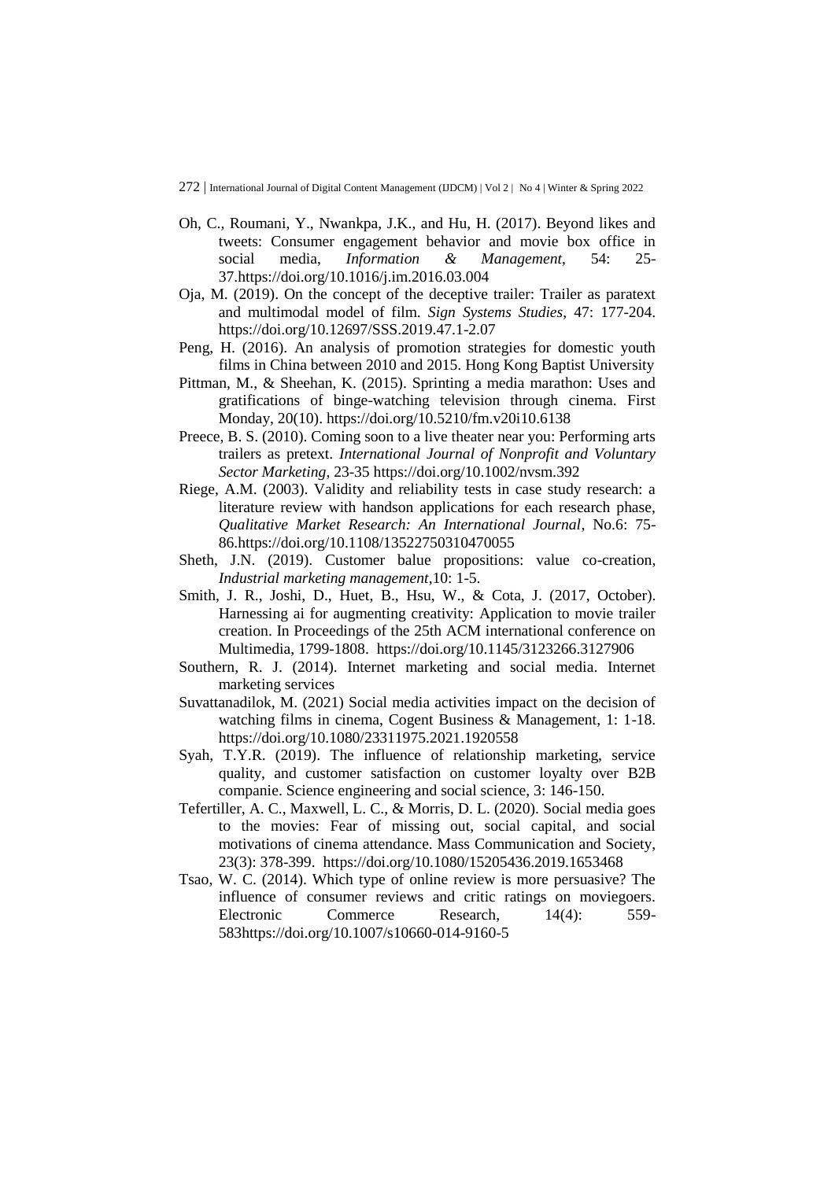- Oh, C., Roumani, Y., Nwankpa, J.K., and Hu, H. (2017). Beyond likes and tweets: Consumer engagement behavior and movie box office in social media, *Information & Management*, 54: 25-37.https://doi.org/10.1016/j.im.2016.03.004
- Oja, M. (2019). On the concept of the deceptive trailer: Trailer as paratext and multimodal model of film. *Sign Systems Studies*, 47: 177-204. https://doi.org/10.12697/SSS.2019.47.1-2.07
- Peng, H. (2016). An analysis of promotion strategies for domestic youth films in China between 2010 and 2015. Hong Kong Baptist University
- Pittman, M., & Sheehan, K. (2015). Sprinting a media marathon: Uses and gratifications of binge-watching television through cinema. First Monday, 20(10). https://doi.org/10.5210/fm.v20i10.6138
- Preece, B. S. (2010). Coming soon to a live theater near you: Performing arts trailers as pretext. *International Journal of Nonprofit and Voluntary Sector Marketing*, 23-35 https://doi.org/10.1002/nvsm.392
- Riege, A.M. (2003). Validity and reliability tests in case study research: a literature review with handson applications for each research phase, *Qualitative Market Research: An International Journal*, No.6: 75-86.https://doi.org/10.1108/13522750310470055
- Sheth, J.N. (2019). Customer balue propositions: value co-creation, *Industrial marketing management*,10: 1-5.
- Smith, J. R., Joshi, D., Huet, B., Hsu, W., & Cota, J. (2017, October). Harnessing ai for augmenting creativity: Application to movie trailer creation. In Proceedings of the 25th ACM international conference on Multimedia, 1799-1808. https://doi.org/10.1145/3123266.3127906
- Southern, R. J. (2014). Internet marketing and social media. Internet marketing services
- Suvattanadilok, M. (2021) Social media activities impact on the decision of watching films in cinema, Cogent Business & Management, 1: 1-18. https://doi.org/10.1080/23311975.2021.1920558
- Syah, T.Y.R. (2019). The influence of relationship marketing, service quality, and customer satisfaction on customer loyalty over B2B companie. Science engineering and social science, 3: 146-150.
- Tefertiller, A. C., Maxwell, L. C., & Morris, D. L. (2020). Social media goes to the movies: Fear of missing out, social capital, and social motivations of cinema attendance. Mass Communication and Society, 23(3): 378-399. https://doi.org/10.1080/15205436.2019.1653468
- Tsao, W. C. (2014). Which type of online review is more persuasive? The influence of consumer reviews and critic ratings on moviegoers. Electronic Commerce Research, 14(4): 559-583https://doi.org/10.1007/s10660-014-9160-5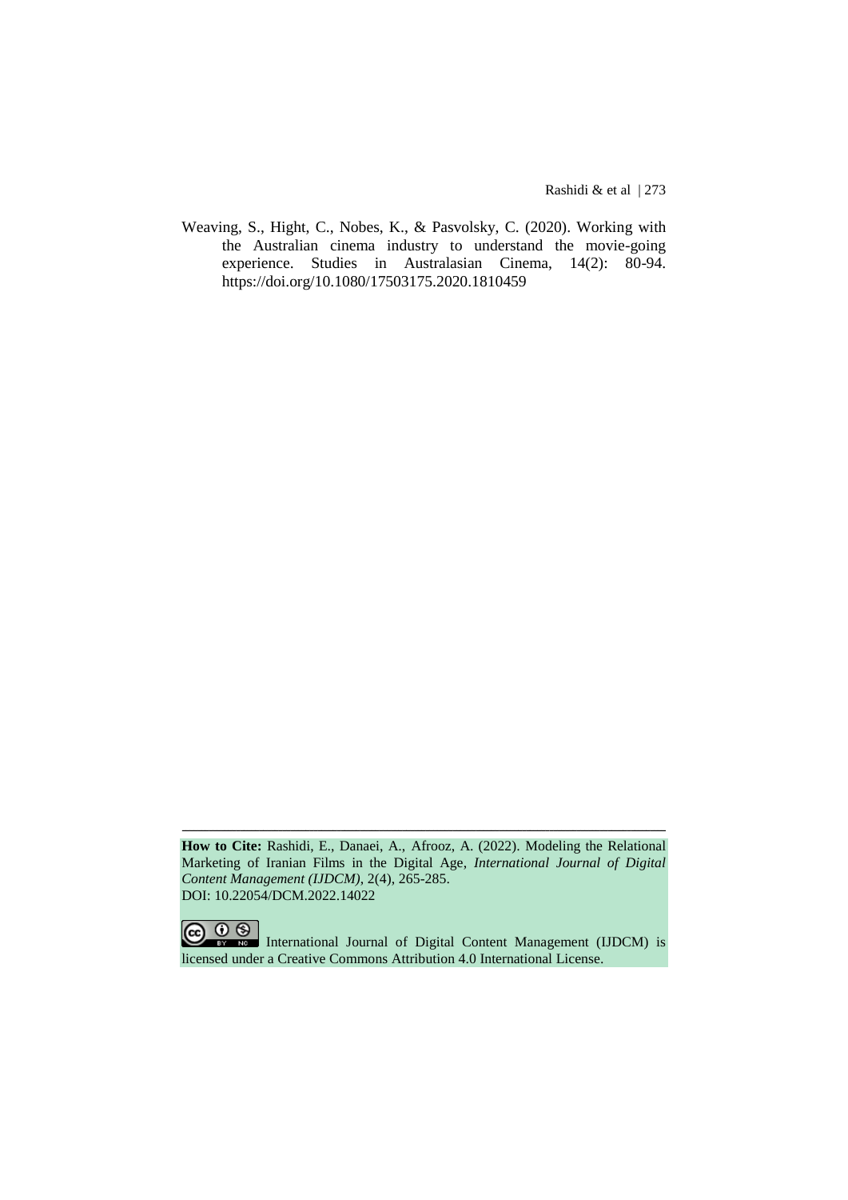Weaving, S., Hight, C., Nobes, K., & Pasvolsky, C. (2020). Working with the Australian cinema industry to understand the movie-going experience. Studies in Australasian Cinema, 14(2): 80-94. https://doi.org/10.1080/17503175.2020.1810459

---

**How to Cite:** Rashidi, E., Danaei, A., Afrooz, A. (2022). Modeling the Relational Marketing of Iranian Films in the Digital Age, *International Journal of Digital Content Management (IJDCM)*, 2(4), 265-285.
DOI: 10.22054/DCM.2022.14022

International Journal of Digital Content Management (IJDCM) is licensed under a Creative Commons Attribution 4.0 International License.